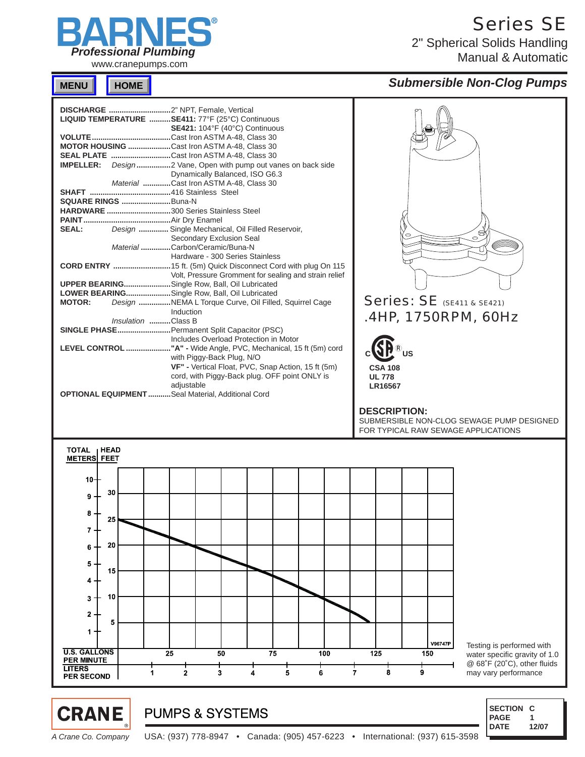# BARNES®

*Professional Plumbing*

www.cranepumps.com

# Series SE

2" Spherical Solids Handling
Manual & Automatic

MENU HOME

## *Submersible Non-Clog Pumps*

**DISCHARGE** ............................2" NPT, Female, Vertical

**LIQUID TEMPERATURE** ..........**SE411:** 77°F (25°C) Continuous
**SE421:** 104°F (40°C) Continuous

**VOLUTE**....................................Cast Iron ASTM A-48, Class 30

**MOTOR HOUSING** ....................Cast Iron ASTM A-48, Class 30

**SEAL PLATE** ............................Cast Iron ASTM A-48, Class 30

**IMPELLER:** *Design*................2 Vane, Open with pump out vanes on back side
Dynamically Balanced, ISO G6.3
*Material* ............Cast Iron ASTM A-48, Class 30

**SHAFT** ......................................416 Stainless Steel

**SQUARE RINGS** .......................Buna-N

**HARDWARE** ..............................300 Series Stainless Steel

**PAINT**.........................................Air Dry Enamel

**SEAL:** *Design* ............. Single Mechanical, Oil Filled Reservoir, Secondary Exclusion Seal
*Material* .............Carbon/Ceramic/Buna-N
Hardware - 300 Series Stainless

**CORD ENTRY** ..........................15 ft. (5m) Quick Disconnect Cord with plug On 115 Volt, Pressure Gromment for sealing and strain relief

**UPPER BEARING**......................Single Row, Ball, Oil Lubricated

**LOWER BEARING**.....................Single Row, Ball, Oil Lubricated

**MOTOR:** *Design* ...............NEMA L Torque Curve, Oil Filled, Squirrel Cage Induction
*Insulation* ..........Class B

**SINGLE PHASE**.........................Permanent Split Capacitor (PSC)
Includes Overload Protection in Motor

**LEVEL CONTROL** .....................**"A" -** Wide Angle, PVC, Mechanical, 15 ft (5m) cord with Piggy-Back Plug, N/O
**VF" -** Vertical Float, PVC, Snap Action, 15 ft (5m) cord, with Piggy-Back plug. OFF point ONLY is adjustable

**OPTIONAL EQUIPMENT** ..........Seal Material, Additional Cord

Series: SE (SE411 & SE421)
.4HP, 1750RPM, 60Hz

C SA® US
**CSA 108**
**UL 778**
**LR16567**

**DESCRIPTION:**
SUBMERSIBLE NON-CLOG SEWAGE PUMP DESIGNED FOR TYPICAL RAW SEWAGE APPLICATIONS

TOTAL HEAD METERS | FEET

U.S. GALLONS PER MINUTE: 25, 50, 75, 100, 125, 150
LITERS PER SECOND: 1, 2, 3, 4, 5, 6, 7, 8, 9

V96747P

Testing is performed with water specific gravity of 1.0 @ 68˚F (20˚C), other fluids may vary performance

**CRANE** PUMPS & SYSTEMS

*A Crane Co. Company*

USA: (937) 778-8947 • Canada: (905) 457-6223 • International: (937) 615-3598

| SECTION | C |
|---|---|
| PAGE | 1 |
| DATE | 12/07 |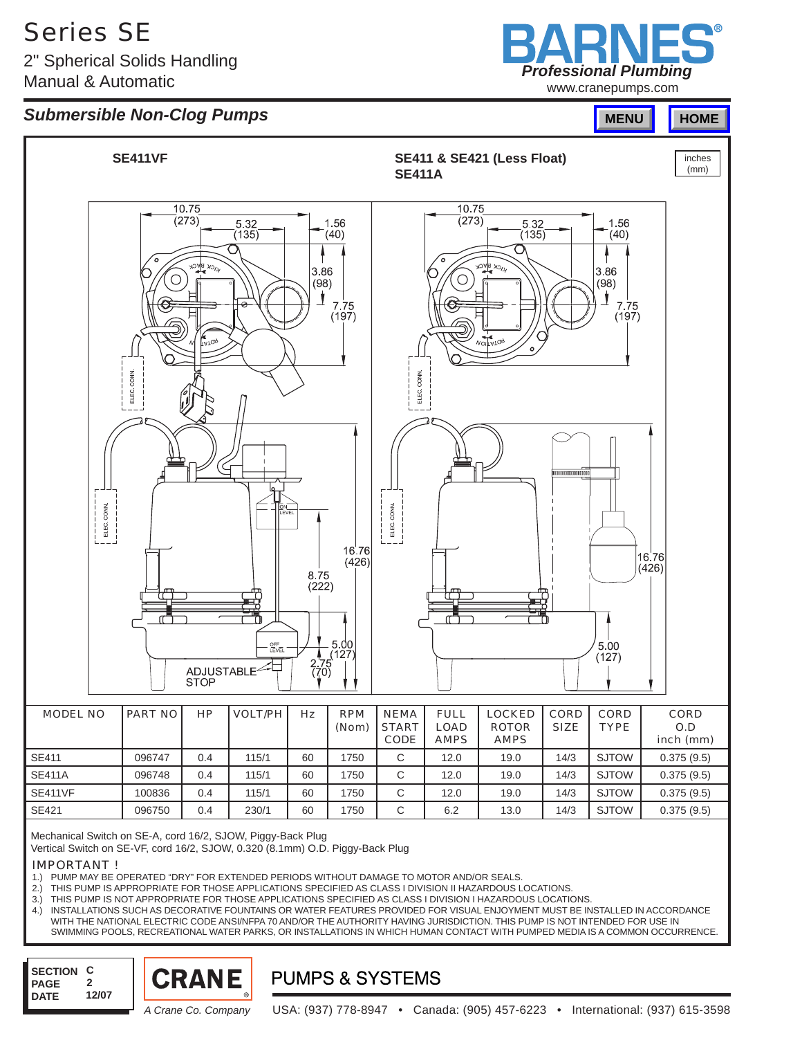# Series SE

2" Spherical Solids Handling
Manual & Automatic

**BARNES®** *Professional Plumbing*
www.cranepumps.com

## *Submersible Non-Clog Pumps*

MENU HOME

**SE411VF**

**SE411 & SE421 (Less Float)**
**SE411A**

inches
(mm)

10.75
(273)
5.32
(135)
1.56
(40)
3.86
(98)
7.75
(197)
ELEC. CONN.
KICK BACK
ROTATION
ON LEVEL
OFF LEVEL
16.76
(426)
8.75
(222)
5.00
(127)
2.75
(70)
ADJUSTABLE STOP

| MODEL NO | PART NO | HP | VOLT/PH | Hz | RPM (Nom) | NEMA START CODE | FULL LOAD AMPS | LOCKED ROTOR AMPS | CORD SIZE | CORD TYPE | CORD O.D inch (mm) |
|---|---|---|---|---|---|---|---|---|---|---|---|
| SE411 | 096747 | 0.4 | 115/1 | 60 | 1750 | C | 12.0 | 19.0 | 14/3 | SJTOW | 0.375 (9.5) |
| SE411A | 096748 | 0.4 | 115/1 | 60 | 1750 | C | 12.0 | 19.0 | 14/3 | SJTOW | 0.375 (9.5) |
| SE411VF | 100836 | 0.4 | 115/1 | 60 | 1750 | C | 12.0 | 19.0 | 14/3 | SJTOW | 0.375 (9.5) |
| SE421 | 096750 | 0.4 | 230/1 | 60 | 1750 | C | 6.2 | 13.0 | 14/3 | SJTOW | 0.375 (9.5) |

Mechanical Switch on SE-A, cord 16/2, SJOW, Piggy-Back Plug
Vertical Switch on SE-VF, cord 16/2, SJOW, 0.320 (8.1mm) O.D. Piggy-Back Plug

IMPORTANT !

1.) PUMP MAY BE OPERATED "DRY" FOR EXTENDED PERIODS WITHOUT DAMAGE TO MOTOR AND/OR SEALS.
2.) THIS PUMP IS APPROPRIATE FOR THOSE APPLICATIONS SPECIFIED AS CLASS I DIVISION II HAZARDOUS LOCATIONS.
3.) THIS PUMP IS NOT APPROPRIATE FOR THOSE APPLICATIONS SPECIFIED AS CLASS I DIVISION I HAZARDOUS LOCATIONS.
4.) INSTALLATIONS SUCH AS DECORATIVE FOUNTAINS OR WATER FEATURES PROVIDED FOR VISUAL ENJOYMENT MUST BE INSTALLED IN ACCORDANCE WITH THE NATIONAL ELECTRIC CODE ANSI/NFPA 70 AND/OR THE AUTHORITY HAVING JURISDICTION. THIS PUMP IS NOT INTENDED FOR USE IN SWIMMING POOLS, RECREATIONAL WATER PARKS, OR INSTALLATIONS IN WHICH HUMAN CONTACT WITH PUMPED MEDIA IS A COMMON OCCURRENCE.

**SECTION** C
**PAGE** 2
**DATE** 12/07

CRANE® *A Crane Co. Company*

PUMPS & SYSTEMS

USA: (937) 778-8947 • Canada: (905) 457-6223 • International: (937) 615-3598